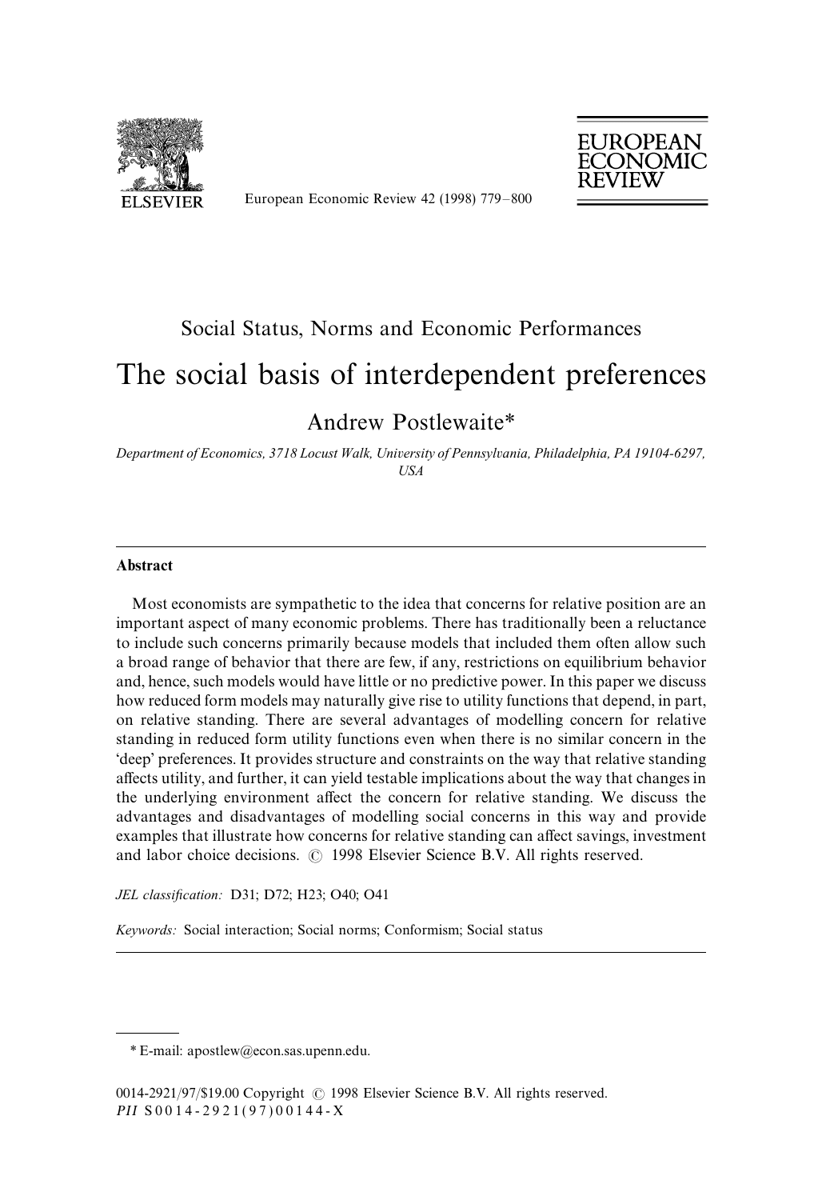Social Status, Norms and Economic Performances

# The social basis of interdependent preferences

Andrew Postlewaite*

*Department of Economics, 3718 Locust Walk, University of Pennsylvania, Philadelphia, PA 19104-6297, USA*

## Abstract

Most economists are sympathetic to the idea that concerns for relative position are an important aspect of many economic problems. There has traditionally been a reluctance to include such concerns primarily because models that included them often allow such a broad range of behavior that there are few, if any, restrictions on equilibrium behavior and, hence, such models would have little or no predictive power. In this paper we discuss how reduced form models may naturally give rise to utility functions that depend, in part, on relative standing. There are several advantages of modelling concern for relative standing in reduced form utility functions even when there is no similar concern in the 'deep' preferences. It provides structure and constraints on the way that relative standing affects utility, and further, it can yield testable implications about the way that changes in the underlying environment affect the concern for relative standing. We discuss the advantages and disadvantages of modelling social concerns in this way and provide examples that illustrate how concerns for relative standing can affect savings, investment and labor choice decisions. © 1998 Elsevier Science B.V. All rights reserved.

*JEL classification:* D31; D72; H23; O40; O41

*Keywords:* Social interaction; Social norms; Conformism; Social status

---

* E-mail: apostlew@econ.sas.upenn.edu.

0014-2921/97/$19.00 Copyright © 1998 Elsevier Science B.V. All rights reserved.
*PII* S0014-2921(97)00144-X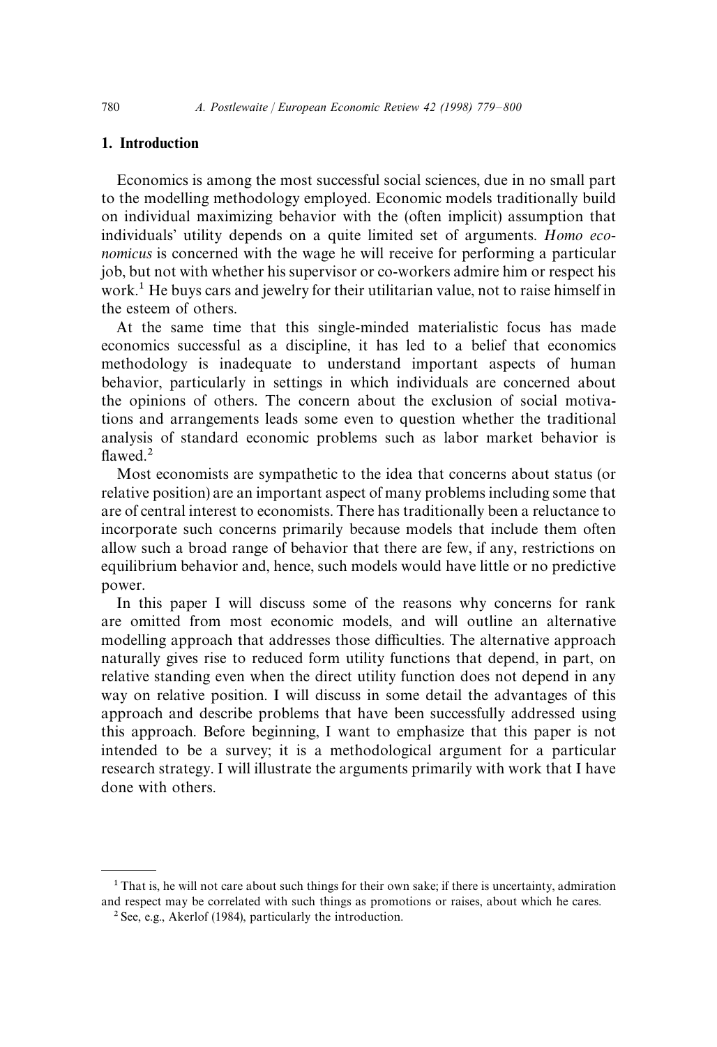## 1. Introduction

Economics is among the most successful social sciences, due in no small part to the modelling methodology employed. Economic models traditionally build on individual maximizing behavior with the (often implicit) assumption that individuals' utility depends on a quite limited set of arguments. *Homo economicus* is concerned with the wage he will receive for performing a particular job, but not with whether his supervisor or co-workers admire him or respect his work.[1] He buys cars and jewelry for their utilitarian value, not to raise himself in the esteem of others.

At the same time that this single-minded materialistic focus has made economics successful as a discipline, it has led to a belief that economics methodology is inadequate to understand important aspects of human behavior, particularly in settings in which individuals are concerned about the opinions of others. The concern about the exclusion of social motivations and arrangements leads some even to question whether the traditional analysis of standard economic problems such as labor market behavior is flawed.[2]

Most economists are sympathetic to the idea that concerns about status (or relative position) are an important aspect of many problems including some that are of central interest to economists. There has traditionally been a reluctance to incorporate such concerns primarily because models that include them often allow such a broad range of behavior that there are few, if any, restrictions on equilibrium behavior and, hence, such models would have little or no predictive power.

In this paper I will discuss some of the reasons why concerns for rank are omitted from most economic models, and will outline an alternative modelling approach that addresses those difficulties. The alternative approach naturally gives rise to reduced form utility functions that depend, in part, on relative standing even when the direct utility function does not depend in any way on relative position. I will discuss in some detail the advantages of this approach and describe problems that have been successfully addressed using this approach. Before beginning, I want to emphasize that this paper is not intended to be a survey; it is a methodological argument for a particular research strategy. I will illustrate the arguments primarily with work that I have done with others.

[1] That is, he will not care about such things for their own sake; if there is uncertainty, admiration and respect may be correlated with such things as promotions or raises, about which he cares.

[2] See, e.g., Akerlof (1984), particularly the introduction.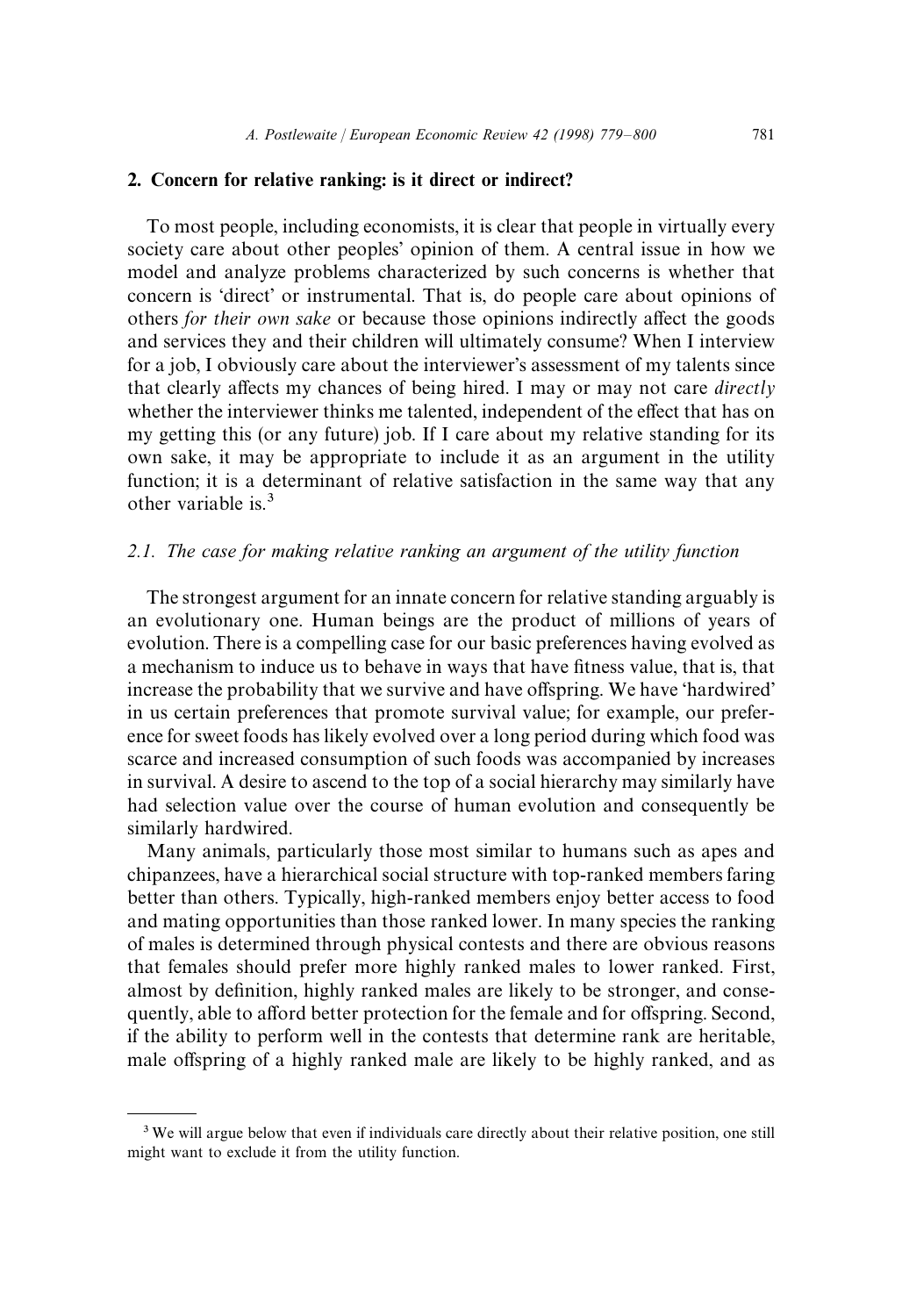## 2. Concern for relative ranking: is it direct or indirect?

To most people, including economists, it is clear that people in virtually every society care about other peoples' opinion of them. A central issue in how we model and analyze problems characterized by such concerns is whether that concern is 'direct' or instrumental. That is, do people care about opinions of others *for their own sake* or because those opinions indirectly affect the goods and services they and their children will ultimately consume? When I interview for a job, I obviously care about the interviewer's assessment of my talents since that clearly affects my chances of being hired. I may or may not care *directly* whether the interviewer thinks me talented, independent of the effect that has on my getting this (or any future) job. If I care about my relative standing for its own sake, it may be appropriate to include it as an argument in the utility function; it is a determinant of relative satisfaction in the same way that any other variable is.[3]

### 2.1. The case for making relative ranking an argument of the utility function

The strongest argument for an innate concern for relative standing arguably is an evolutionary one. Human beings are the product of millions of years of evolution. There is a compelling case for our basic preferences having evolved as a mechanism to induce us to behave in ways that have fitness value, that is, that increase the probability that we survive and have offspring. We have 'hardwired' in us certain preferences that promote survival value; for example, our preference for sweet foods has likely evolved over a long period during which food was scarce and increased consumption of such foods was accompanied by increases in survival. A desire to ascend to the top of a social hierarchy may similarly have had selection value over the course of human evolution and consequently be similarly hardwired.

Many animals, particularly those most similar to humans such as apes and chipanzees, have a hierarchical social structure with top-ranked members faring better than others. Typically, high-ranked members enjoy better access to food and mating opportunities than those ranked lower. In many species the ranking of males is determined through physical contests and there are obvious reasons that females should prefer more highly ranked males to lower ranked. First, almost by definition, highly ranked males are likely to be stronger, and consequently, able to afford better protection for the female and for offspring. Second, if the ability to perform well in the contests that determine rank are heritable, male offspring of a highly ranked male are likely to be highly ranked, and as

[3] We will argue below that even if individuals care directly about their relative position, one still might want to exclude it from the utility function.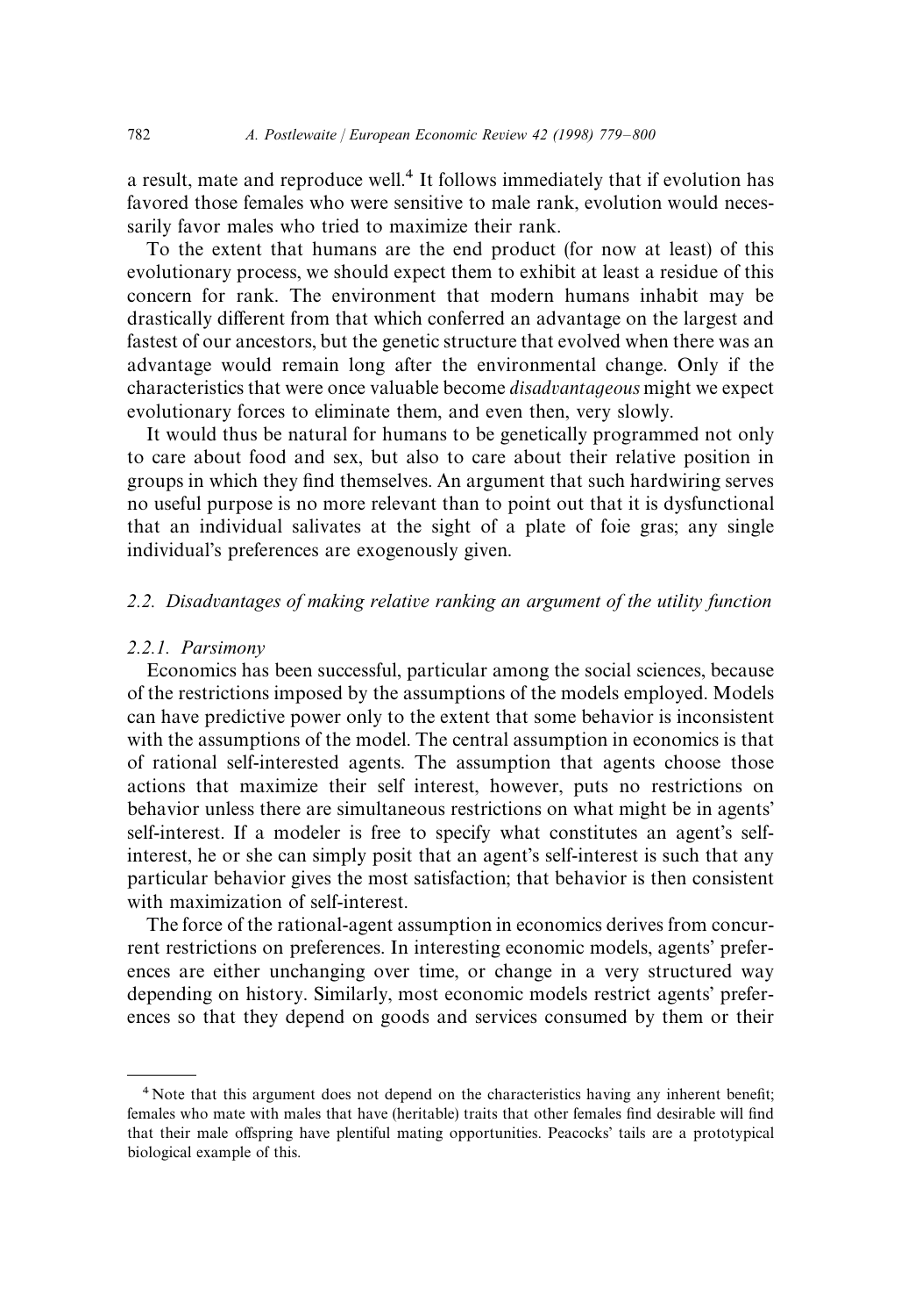a result, mate and reproduce well.[4] It follows immediately that if evolution has favored those females who were sensitive to male rank, evolution would necessarily favor males who tried to maximize their rank.

To the extent that humans are the end product (for now at least) of this evolutionary process, we should expect them to exhibit at least a residue of this concern for rank. The environment that modern humans inhabit may be drastically different from that which conferred an advantage on the largest and fastest of our ancestors, but the genetic structure that evolved when there was an advantage would remain long after the environmental change. Only if the characteristics that were once valuable become *disadvantageous* might we expect evolutionary forces to eliminate them, and even then, very slowly.

It would thus be natural for humans to be genetically programmed not only to care about food and sex, but also to care about their relative position in groups in which they find themselves. An argument that such hardwiring serves no useful purpose is no more relevant than to point out that it is dysfunctional that an individual salivates at the sight of a plate of foie gras; any single individual's preferences are exogenously given.

### *2.2. Disadvantages of making relative ranking an argument of the utility function*

#### *2.2.1. Parsimony*

Economics has been successful, particular among the social sciences, because of the restrictions imposed by the assumptions of the models employed. Models can have predictive power only to the extent that some behavior is inconsistent with the assumptions of the model. The central assumption in economics is that of rational self-interested agents. The assumption that agents choose those actions that maximize their self interest, however, puts no restrictions on behavior unless there are simultaneous restrictions on what might be in agents' self-interest. If a modeler is free to specify what constitutes an agent's self-interest, he or she can simply posit that an agent's self-interest is such that any particular behavior gives the most satisfaction; that behavior is then consistent with maximization of self-interest.

The force of the rational-agent assumption in economics derives from concurrent restrictions on preferences. In interesting economic models, agents' preferences are either unchanging over time, or change in a very structured way depending on history. Similarly, most economic models restrict agents' preferences so that they depend on goods and services consumed by them or their

---

[4] Note that this argument does not depend on the characteristics having any inherent benefit; females who mate with males that have (heritable) traits that other females find desirable will find that their male offspring have plentiful mating opportunities. Peacocks' tails are a prototypical biological example of this.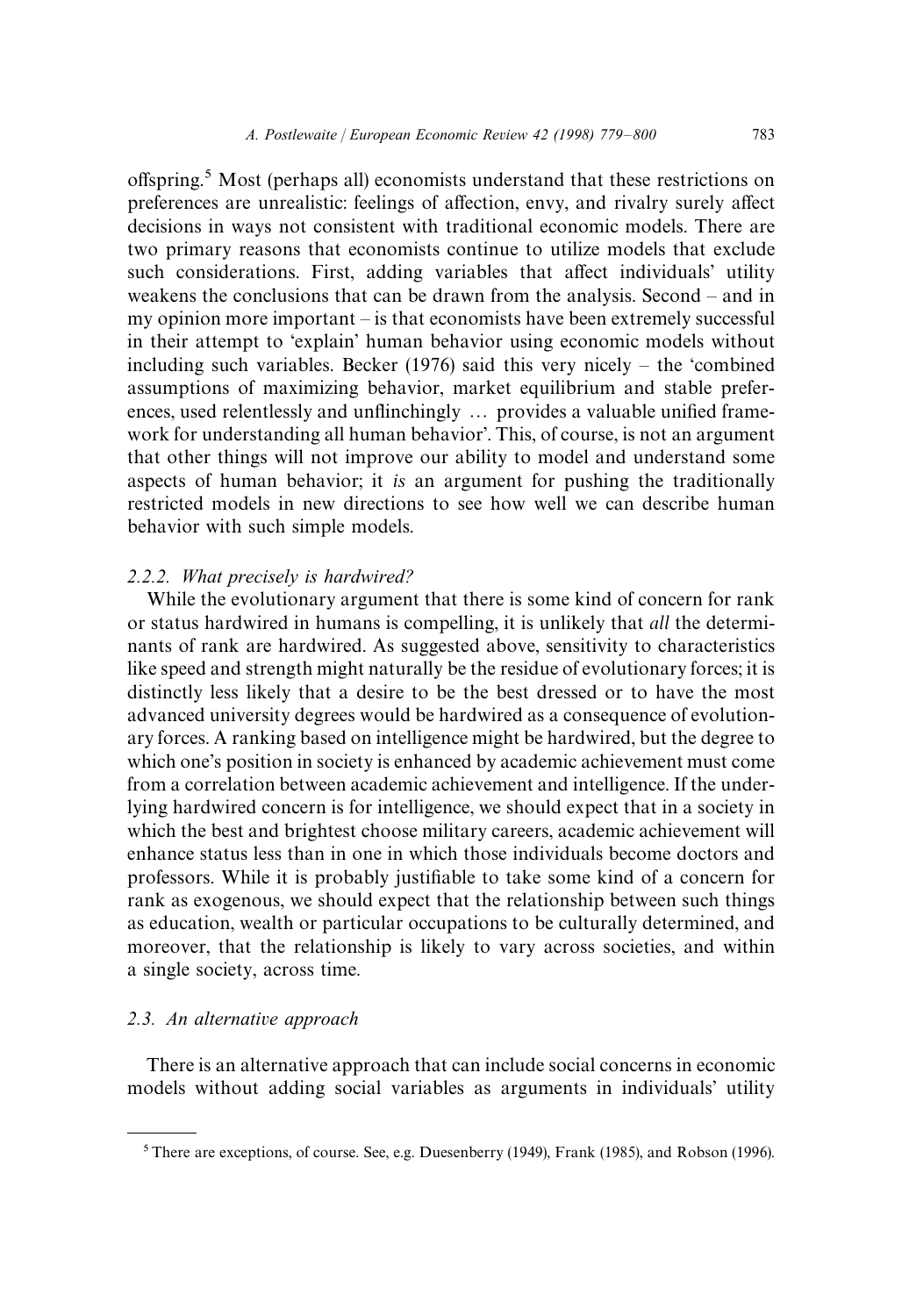offspring.[5] Most (perhaps all) economists understand that these restrictions on preferences are unrealistic: feelings of affection, envy, and rivalry surely affect decisions in ways not consistent with traditional economic models. There are two primary reasons that economists continue to utilize models that exclude such considerations. First, adding variables that affect individuals' utility weakens the conclusions that can be drawn from the analysis. Second – and in my opinion more important – is that economists have been extremely successful in their attempt to 'explain' human behavior using economic models without including such variables. Becker (1976) said this very nicely – the 'combined assumptions of maximizing behavior, market equilibrium and stable preferences, used relentlessly and unflinchingly … provides a valuable unified framework for understanding all human behavior'. This, of course, is not an argument that other things will not improve our ability to model and understand some aspects of human behavior; it *is* an argument for pushing the traditionally restricted models in new directions to see how well we can describe human behavior with such simple models.

#### 2.2.2. What precisely is hardwired?

While the evolutionary argument that there is some kind of concern for rank or status hardwired in humans is compelling, it is unlikely that *all* the determinants of rank are hardwired. As suggested above, sensitivity to characteristics like speed and strength might naturally be the residue of evolutionary forces; it is distinctly less likely that a desire to be the best dressed or to have the most advanced university degrees would be hardwired as a consequence of evolutionary forces. A ranking based on intelligence might be hardwired, but the degree to which one's position in society is enhanced by academic achievement must come from a correlation between academic achievement and intelligence. If the underlying hardwired concern is for intelligence, we should expect that in a society in which the best and brightest choose military careers, academic achievement will enhance status less than in one in which those individuals become doctors and professors. While it is probably justifiable to take some kind of a concern for rank as exogenous, we should expect that the relationship between such things as education, wealth or particular occupations to be culturally determined, and moreover, that the relationship is likely to vary across societies, and within a single society, across time.

### 2.3. An alternative approach

There is an alternative approach that can include social concerns in economic models without adding social variables as arguments in individuals' utility

[5] There are exceptions, of course. See, e.g. Duesenberry (1949), Frank (1985), and Robson (1996).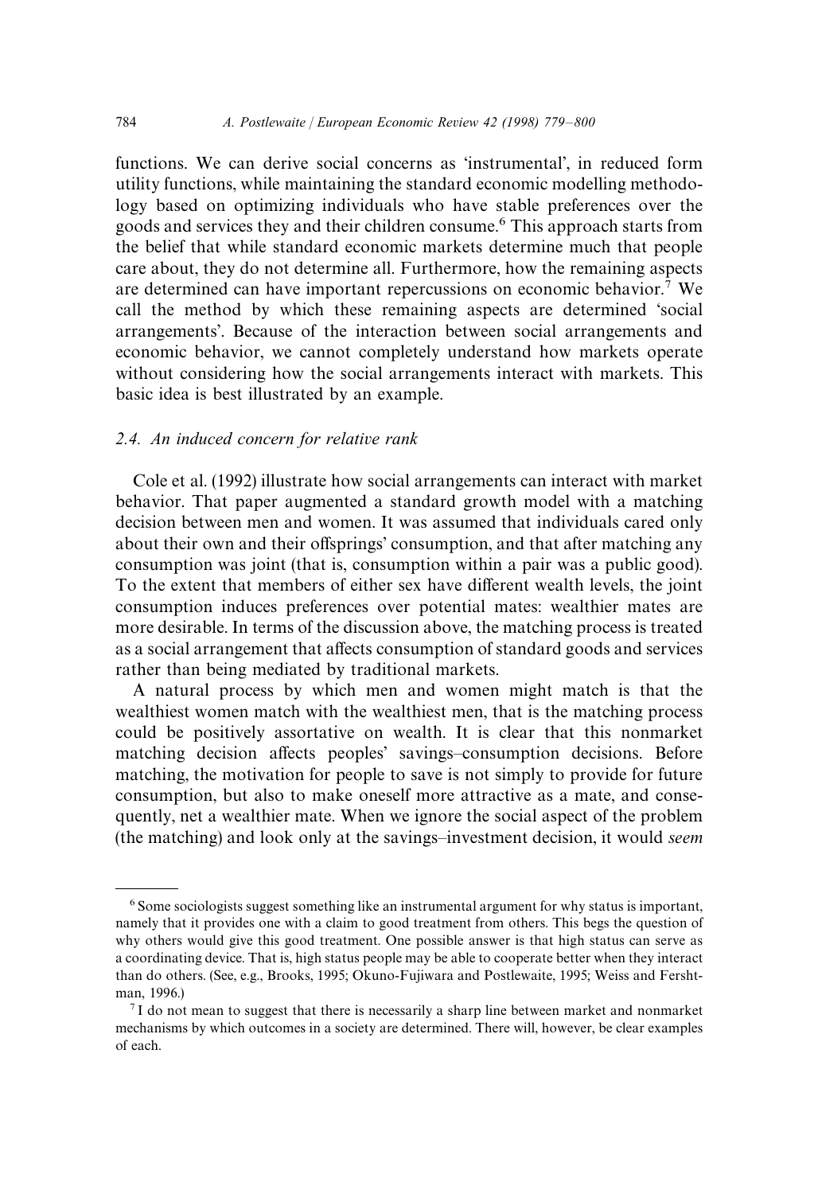functions. We can derive social concerns as 'instrumental', in reduced form utility functions, while maintaining the standard economic modelling methodology based on optimizing individuals who have stable preferences over the goods and services they and their children consume.[6] This approach starts from the belief that while standard economic markets determine much that people care about, they do not determine all. Furthermore, how the remaining aspects are determined can have important repercussions on economic behavior.[7] We call the method by which these remaining aspects are determined 'social arrangements'. Because of the interaction between social arrangements and economic behavior, we cannot completely understand how markets operate without considering how the social arrangements interact with markets. This basic idea is best illustrated by an example.

### 2.4. An induced concern for relative rank

Cole et al. (1992) illustrate how social arrangements can interact with market behavior. That paper augmented a standard growth model with a matching decision between men and women. It was assumed that individuals cared only about their own and their offsprings' consumption, and that after matching any consumption was joint (that is, consumption within a pair was a public good). To the extent that members of either sex have different wealth levels, the joint consumption induces preferences over potential mates: wealthier mates are more desirable. In terms of the discussion above, the matching process is treated as a social arrangement that affects consumption of standard goods and services rather than being mediated by traditional markets.

A natural process by which men and women might match is that the wealthiest women match with the wealthiest men, that is the matching process could be positively assortative on wealth. It is clear that this nonmarket matching decision affects peoples' savings–consumption decisions. Before matching, the motivation for people to save is not simply to provide for future consumption, but also to make oneself more attractive as a mate, and consequently, net a wealthier mate. When we ignore the social aspect of the problem (the matching) and look only at the savings–investment decision, it would *seem*

---

[6] Some sociologists suggest something like an instrumental argument for why status is important, namely that it provides one with a claim to good treatment from others. This begs the question of why others would give this good treatment. One possible answer is that high status can serve as a coordinating device. That is, high status people may be able to cooperate better when they interact than do others. (See, e.g., Brooks, 1995; Okuno-Fujiwara and Postlewaite, 1995; Weiss and Fershtman, 1996.)

[7] I do not mean to suggest that there is necessarily a sharp line between market and nonmarket mechanisms by which outcomes in a society are determined. There will, however, be clear examples of each.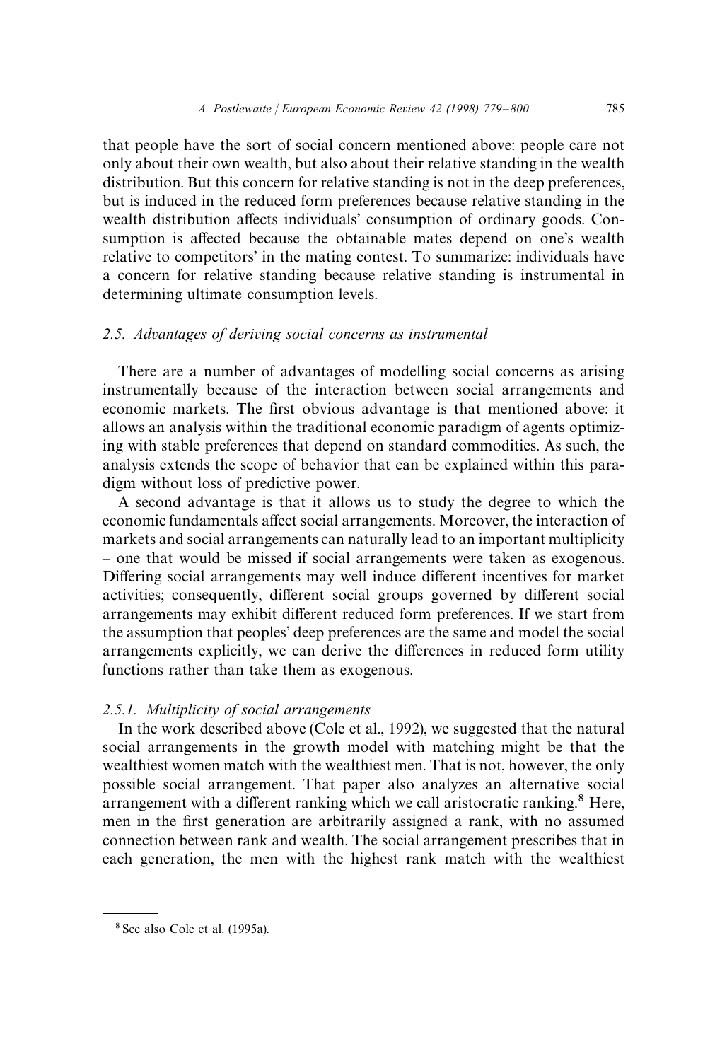that people have the sort of social concern mentioned above: people care not only about their own wealth, but also about their relative standing in the wealth distribution. But this concern for relative standing is not in the deep preferences, but is induced in the reduced form preferences because relative standing in the wealth distribution affects individuals' consumption of ordinary goods. Consumption is affected because the obtainable mates depend on one's wealth relative to competitors' in the mating contest. To summarize: individuals have a concern for relative standing because relative standing is instrumental in determining ultimate consumption levels.

### 2.5. *Advantages of deriving social concerns as instrumental*

There are a number of advantages of modelling social concerns as arising instrumentally because of the interaction between social arrangements and economic markets. The first obvious advantage is that mentioned above: it allows an analysis within the traditional economic paradigm of agents optimizing with stable preferences that depend on standard commodities. As such, the analysis extends the scope of behavior that can be explained within this paradigm without loss of predictive power.

A second advantage is that it allows us to study the degree to which the economic fundamentals affect social arrangements. Moreover, the interaction of markets and social arrangements can naturally lead to an important multiplicity – one that would be missed if social arrangements were taken as exogenous. Differing social arrangements may well induce different incentives for market activities; consequently, different social groups governed by different social arrangements may exhibit different reduced form preferences. If we start from the assumption that peoples' deep preferences are the same and model the social arrangements explicitly, we can derive the differences in reduced form utility functions rather than take them as exogenous.

#### 2.5.1. *Multiplicity of social arrangements*

In the work described above (Cole et al., 1992), we suggested that the natural social arrangements in the growth model with matching might be that the wealthiest women match with the wealthiest men. That is not, however, the only possible social arrangement. That paper also analyzes an alternative social arrangement with a different ranking which we call aristocratic ranking.[8] Here, men in the first generation are arbitrarily assigned a rank, with no assumed connection between rank and wealth. The social arrangement prescribes that in each generation, the men with the highest rank match with the wealthiest

[8] See also Cole et al. (1995a).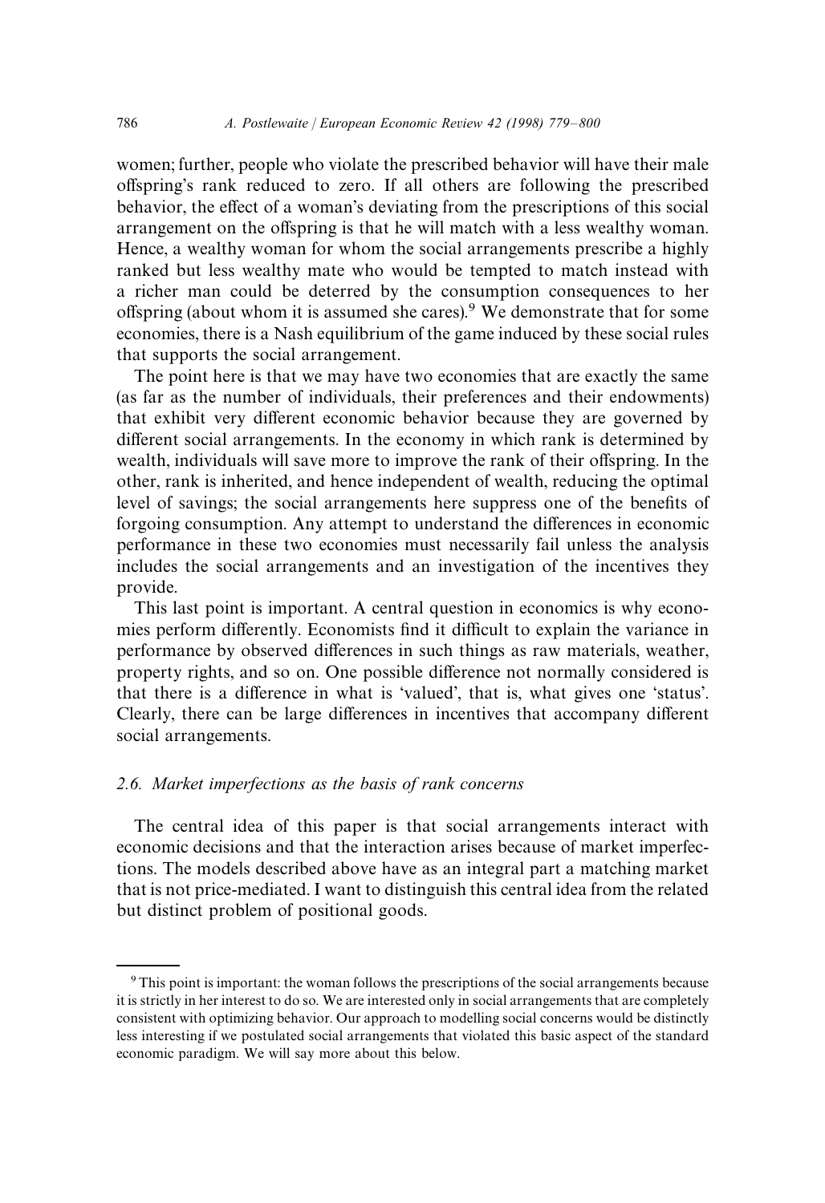women; further, people who violate the prescribed behavior will have their male offspring's rank reduced to zero. If all others are following the prescribed behavior, the effect of a woman's deviating from the prescriptions of this social arrangement on the offspring is that he will match with a less wealthy woman. Hence, a wealthy woman for whom the social arrangements prescribe a highly ranked but less wealthy mate who would be tempted to match instead with a richer man could be deterred by the consumption consequences to her offspring (about whom it is assumed she cares).[9] We demonstrate that for some economies, there is a Nash equilibrium of the game induced by these social rules that supports the social arrangement.

The point here is that we may have two economies that are exactly the same (as far as the number of individuals, their preferences and their endowments) that exhibit very different economic behavior because they are governed by different social arrangements. In the economy in which rank is determined by wealth, individuals will save more to improve the rank of their offspring. In the other, rank is inherited, and hence independent of wealth, reducing the optimal level of savings; the social arrangements here suppress one of the benefits of forgoing consumption. Any attempt to understand the differences in economic performance in these two economies must necessarily fail unless the analysis includes the social arrangements and an investigation of the incentives they provide.

This last point is important. A central question in economics is why economies perform differently. Economists find it difficult to explain the variance in performance by observed differences in such things as raw materials, weather, property rights, and so on. One possible difference not normally considered is that there is a difference in what is 'valued', that is, what gives one 'status'. Clearly, there can be large differences in incentives that accompany different social arrangements.

### 2.6. *Market imperfections as the basis of rank concerns*

The central idea of this paper is that social arrangements interact with economic decisions and that the interaction arises because of market imperfections. The models described above have as an integral part a matching market that is not price-mediated. I want to distinguish this central idea from the related but distinct problem of positional goods.

[9] This point is important: the woman follows the prescriptions of the social arrangements because it is strictly in her interest to do so. We are interested only in social arrangements that are completely consistent with optimizing behavior. Our approach to modelling social concerns would be distinctly less interesting if we postulated social arrangements that violated this basic aspect of the standard economic paradigm. We will say more about this below.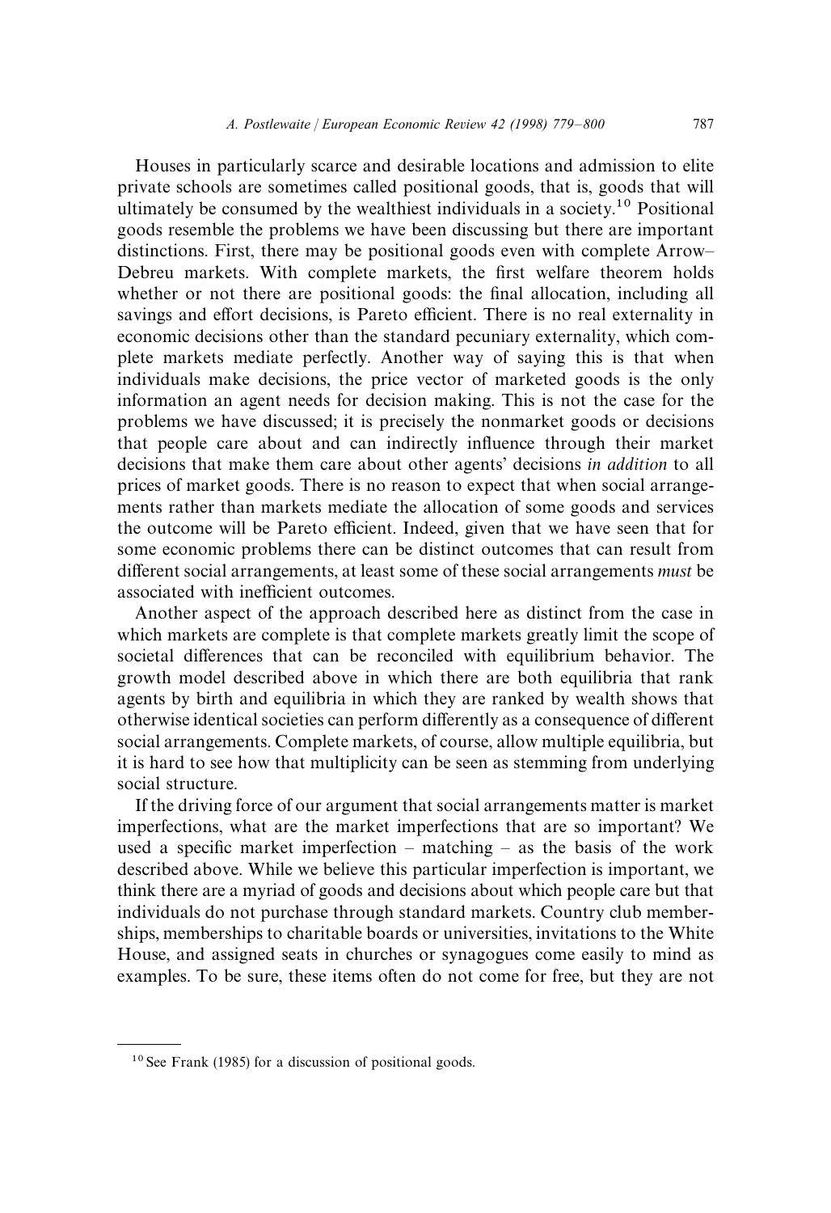Houses in particularly scarce and desirable locations and admission to elite private schools are sometimes called positional goods, that is, goods that will ultimately be consumed by the wealthiest individuals in a society.[10] Positional goods resemble the problems we have been discussing but there are important distinctions. First, there may be positional goods even with complete Arrow–Debreu markets. With complete markets, the first welfare theorem holds whether or not there are positional goods: the final allocation, including all savings and effort decisions, is Pareto efficient. There is no real externality in economic decisions other than the standard pecuniary externality, which complete markets mediate perfectly. Another way of saying this is that when individuals make decisions, the price vector of marketed goods is the only information an agent needs for decision making. This is not the case for the problems we have discussed; it is precisely the nonmarket goods or decisions that people care about and can indirectly influence through their market decisions that make them care about other agents' decisions *in addition* to all prices of market goods. There is no reason to expect that when social arrangements rather than markets mediate the allocation of some goods and services the outcome will be Pareto efficient. Indeed, given that we have seen that for some economic problems there can be distinct outcomes that can result from different social arrangements, at least some of these social arrangements *must* be associated with inefficient outcomes.

Another aspect of the approach described here as distinct from the case in which markets are complete is that complete markets greatly limit the scope of societal differences that can be reconciled with equilibrium behavior. The growth model described above in which there are both equilibria that rank agents by birth and equilibria in which they are ranked by wealth shows that otherwise identical societies can perform differently as a consequence of different social arrangements. Complete markets, of course, allow multiple equilibria, but it is hard to see how that multiplicity can be seen as stemming from underlying social structure.

If the driving force of our argument that social arrangements matter is market imperfections, what are the market imperfections that are so important? We used a specific market imperfection – matching – as the basis of the work described above. While we believe this particular imperfection is important, we think there are a myriad of goods and decisions about which people care but that individuals do not purchase through standard markets. Country club memberships, memberships to charitable boards or universities, invitations to the White House, and assigned seats in churches or synagogues come easily to mind as examples. To be sure, these items often do not come for free, but they are not

[10] See Frank (1985) for a discussion of positional goods.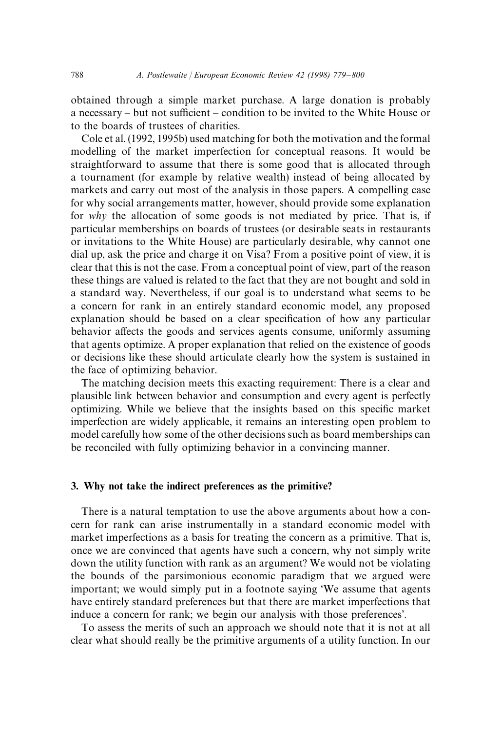obtained through a simple market purchase. A large donation is probably a necessary – but not sufficient – condition to be invited to the White House or to the boards of trustees of charities.

Cole et al. (1992, 1995b) used matching for both the motivation and the formal modelling of the market imperfection for conceptual reasons. It would be straightforward to assume that there is some good that is allocated through a tournament (for example by relative wealth) instead of being allocated by markets and carry out most of the analysis in those papers. A compelling case for why social arrangements matter, however, should provide some explanation for *why* the allocation of some goods is not mediated by price. That is, if particular memberships on boards of trustees (or desirable seats in restaurants or invitations to the White House) are particularly desirable, why cannot one dial up, ask the price and charge it on Visa? From a positive point of view, it is clear that this is not the case. From a conceptual point of view, part of the reason these things are valued is related to the fact that they are not bought and sold in a standard way. Nevertheless, if our goal is to understand what seems to be a concern for rank in an entirely standard economic model, any proposed explanation should be based on a clear specification of how any particular behavior affects the goods and services agents consume, uniformly assuming that agents optimize. A proper explanation that relied on the existence of goods or decisions like these should articulate clearly how the system is sustained in the face of optimizing behavior.

The matching decision meets this exacting requirement: There is a clear and plausible link between behavior and consumption and every agent is perfectly optimizing. While we believe that the insights based on this specific market imperfection are widely applicable, it remains an interesting open problem to model carefully how some of the other decisions such as board memberships can be reconciled with fully optimizing behavior in a convincing manner.

## 3. Why not take the indirect preferences as the primitive?

There is a natural temptation to use the above arguments about how a concern for rank can arise instrumentally in a standard economic model with market imperfections as a basis for treating the concern as a primitive. That is, once we are convinced that agents have such a concern, why not simply write down the utility function with rank as an argument? We would not be violating the bounds of the parsimonious economic paradigm that we argued were important; we would simply put in a footnote saying 'We assume that agents have entirely standard preferences but that there are market imperfections that induce a concern for rank; we begin our analysis with those preferences'.

To assess the merits of such an approach we should note that it is not at all clear what should really be the primitive arguments of a utility function. In our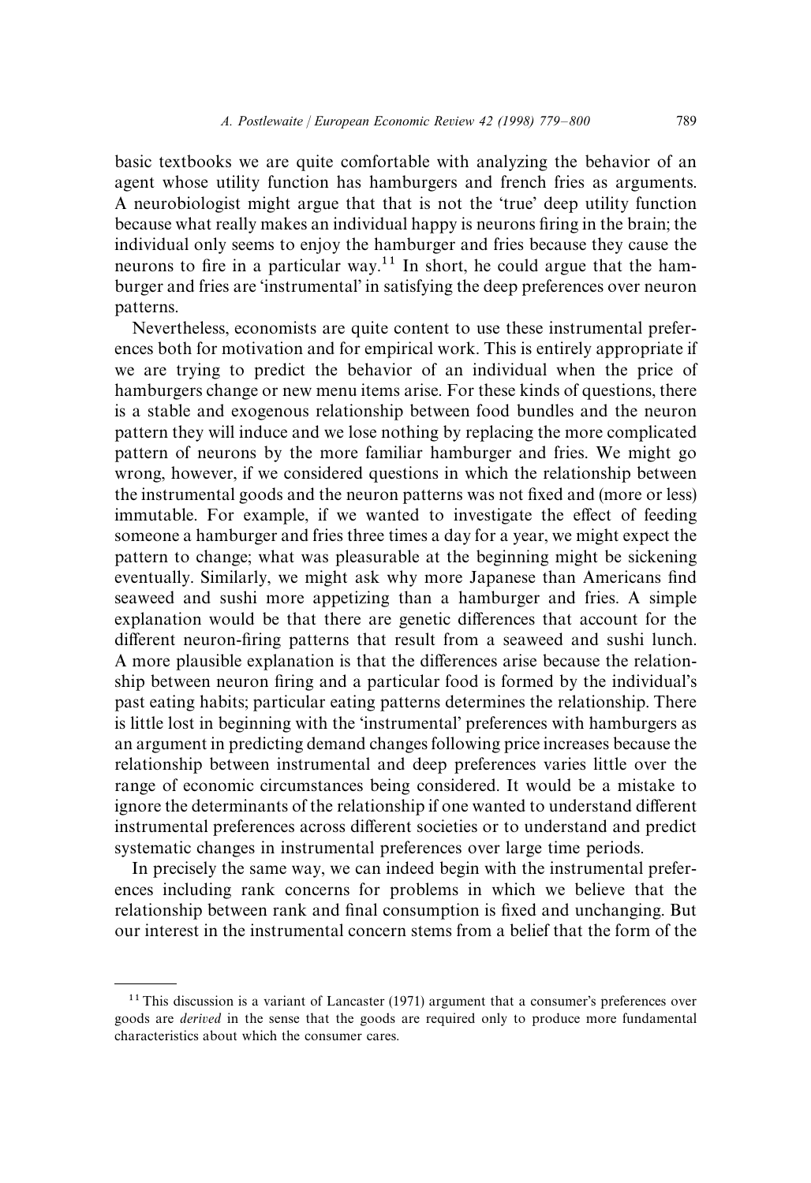basic textbooks we are quite comfortable with analyzing the behavior of an agent whose utility function has hamburgers and french fries as arguments. A neurobiologist might argue that that is not the 'true' deep utility function because what really makes an individual happy is neurons firing in the brain; the individual only seems to enjoy the hamburger and fries because they cause the neurons to fire in a particular way.[11] In short, he could argue that the hamburger and fries are 'instrumental' in satisfying the deep preferences over neuron patterns.

Nevertheless, economists are quite content to use these instrumental preferences both for motivation and for empirical work. This is entirely appropriate if we are trying to predict the behavior of an individual when the price of hamburgers change or new menu items arise. For these kinds of questions, there is a stable and exogenous relationship between food bundles and the neuron pattern they will induce and we lose nothing by replacing the more complicated pattern of neurons by the more familiar hamburger and fries. We might go wrong, however, if we considered questions in which the relationship between the instrumental goods and the neuron patterns was not fixed and (more or less) immutable. For example, if we wanted to investigate the effect of feeding someone a hamburger and fries three times a day for a year, we might expect the pattern to change; what was pleasurable at the beginning might be sickening eventually. Similarly, we might ask why more Japanese than Americans find seaweed and sushi more appetizing than a hamburger and fries. A simple explanation would be that there are genetic differences that account for the different neuron-firing patterns that result from a seaweed and sushi lunch. A more plausible explanation is that the differences arise because the relationship between neuron firing and a particular food is formed by the individual's past eating habits; particular eating patterns determines the relationship. There is little lost in beginning with the 'instrumental' preferences with hamburgers as an argument in predicting demand changes following price increases because the relationship between instrumental and deep preferences varies little over the range of economic circumstances being considered. It would be a mistake to ignore the determinants of the relationship if one wanted to understand different instrumental preferences across different societies or to understand and predict systematic changes in instrumental preferences over large time periods.

In precisely the same way, we can indeed begin with the instrumental preferences including rank concerns for problems in which we believe that the relationship between rank and final consumption is fixed and unchanging. But our interest in the instrumental concern stems from a belief that the form of the

[11] This discussion is a variant of Lancaster (1971) argument that a consumer's preferences over goods are *derived* in the sense that the goods are required only to produce more fundamental characteristics about which the consumer cares.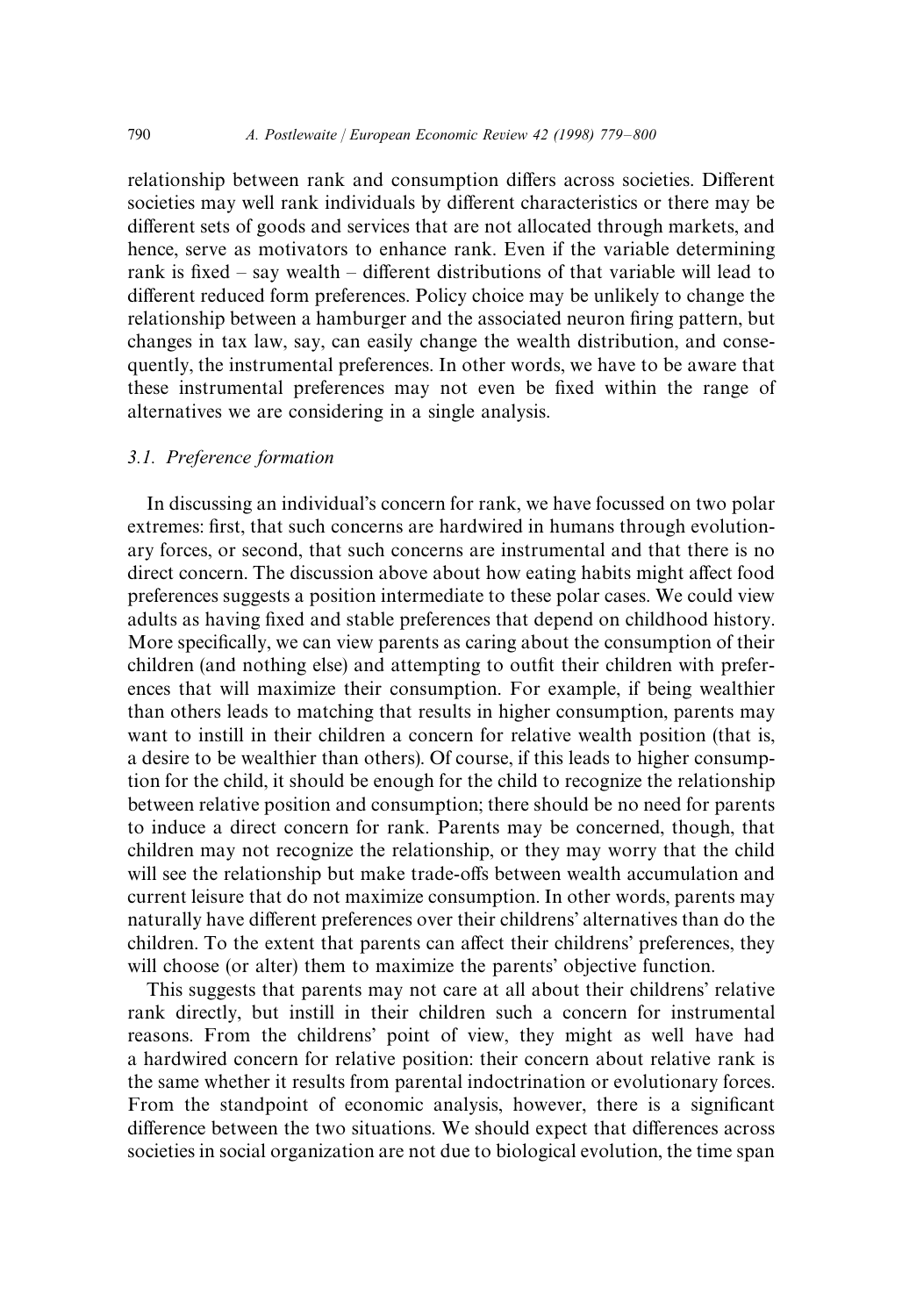relationship between rank and consumption differs across societies. Different societies may well rank individuals by different characteristics or there may be different sets of goods and services that are not allocated through markets, and hence, serve as motivators to enhance rank. Even if the variable determining rank is fixed – say wealth – different distributions of that variable will lead to different reduced form preferences. Policy choice may be unlikely to change the relationship between a hamburger and the associated neuron firing pattern, but changes in tax law, say, can easily change the wealth distribution, and consequently, the instrumental preferences. In other words, we have to be aware that these instrumental preferences may not even be fixed within the range of alternatives we are considering in a single analysis.

### 3.1. Preference formation

In discussing an individual's concern for rank, we have focussed on two polar extremes: first, that such concerns are hardwired in humans through evolutionary forces, or second, that such concerns are instrumental and that there is no direct concern. The discussion above about how eating habits might affect food preferences suggests a position intermediate to these polar cases. We could view adults as having fixed and stable preferences that depend on childhood history. More specifically, we can view parents as caring about the consumption of their children (and nothing else) and attempting to outfit their children with preferences that will maximize their consumption. For example, if being wealthier than others leads to matching that results in higher consumption, parents may want to instill in their children a concern for relative wealth position (that is, a desire to be wealthier than others). Of course, if this leads to higher consumption for the child, it should be enough for the child to recognize the relationship between relative position and consumption; there should be no need for parents to induce a direct concern for rank. Parents may be concerned, though, that children may not recognize the relationship, or they may worry that the child will see the relationship but make trade-offs between wealth accumulation and current leisure that do not maximize consumption. In other words, parents may naturally have different preferences over their childrens' alternatives than do the children. To the extent that parents can affect their childrens' preferences, they will choose (or alter) them to maximize the parents' objective function.

This suggests that parents may not care at all about their childrens' relative rank directly, but instill in their children such a concern for instrumental reasons. From the childrens' point of view, they might as well have had a hardwired concern for relative position: their concern about relative rank is the same whether it results from parental indoctrination or evolutionary forces. From the standpoint of economic analysis, however, there is a significant difference between the two situations. We should expect that differences across societies in social organization are not due to biological evolution, the time span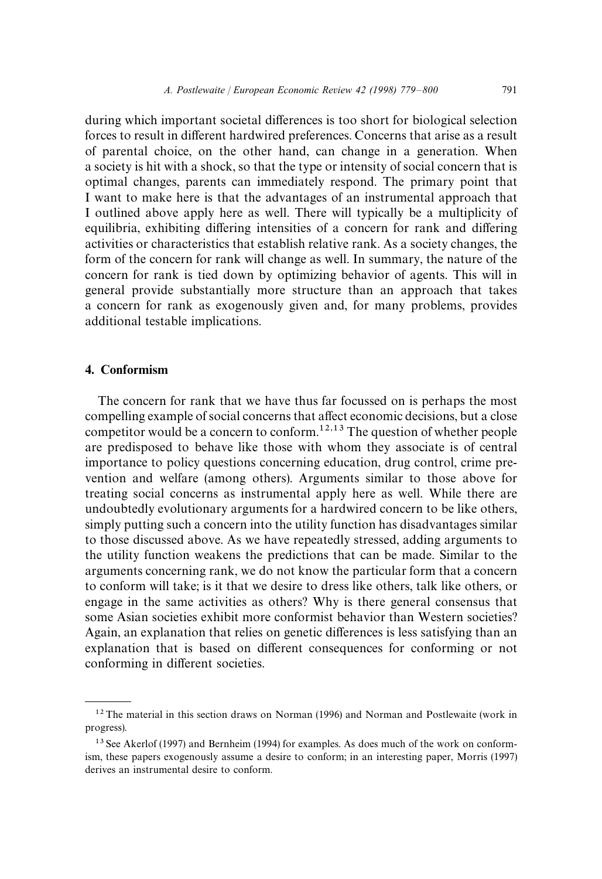during which important societal differences is too short for biological selection forces to result in different hardwired preferences. Concerns that arise as a result of parental choice, on the other hand, can change in a generation. When a society is hit with a shock, so that the type or intensity of social concern that is optimal changes, parents can immediately respond. The primary point that I want to make here is that the advantages of an instrumental approach that I outlined above apply here as well. There will typically be a multiplicity of equilibria, exhibiting differing intensities of a concern for rank and differing activities or characteristics that establish relative rank. As a society changes, the form of the concern for rank will change as well. In summary, the nature of the concern for rank is tied down by optimizing behavior of agents. This will in general provide substantially more structure than an approach that takes a concern for rank as exogenously given and, for many problems, provides additional testable implications.

## 4. Conformism

The concern for rank that we have thus far focussed on is perhaps the most compelling example of social concerns that affect economic decisions, but a close competitor would be a concern to conform.[12,13] The question of whether people are predisposed to behave like those with whom they associate is of central importance to policy questions concerning education, drug control, crime prevention and welfare (among others). Arguments similar to those above for treating social concerns as instrumental apply here as well. While there are undoubtedly evolutionary arguments for a hardwired concern to be like others, simply putting such a concern into the utility function has disadvantages similar to those discussed above. As we have repeatedly stressed, adding arguments to the utility function weakens the predictions that can be made. Similar to the arguments concerning rank, we do not know the particular form that a concern to conform will take; is it that we desire to dress like others, talk like others, or engage in the same activities as others? Why is there general consensus that some Asian societies exhibit more conformist behavior than Western societies? Again, an explanation that relies on genetic differences is less satisfying than an explanation that is based on different consequences for conforming or not conforming in different societies.

---

[12] The material in this section draws on Norman (1996) and Norman and Postlewaite (work in progress).

[13] See Akerlof (1997) and Bernheim (1994) for examples. As does much of the work on conformism, these papers exogenously assume a desire to conform; in an interesting paper, Morris (1997) derives an instrumental desire to conform.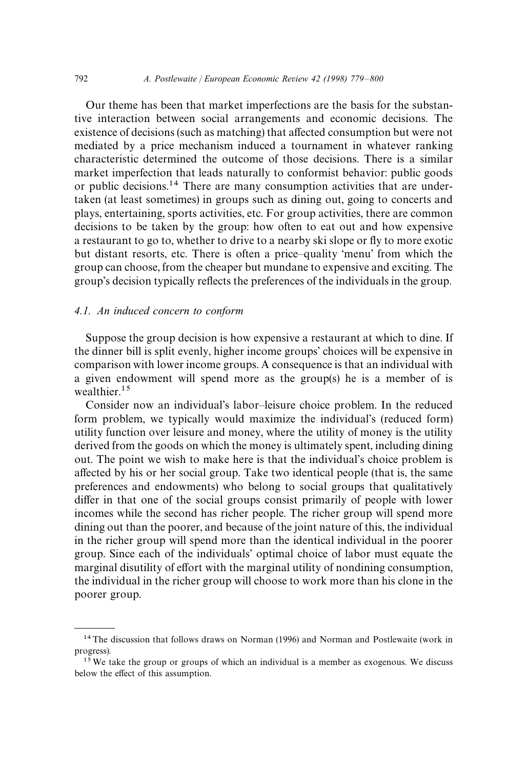Our theme has been that market imperfections are the basis for the substantive interaction between social arrangements and economic decisions. The existence of decisions (such as matching) that affected consumption but were not mediated by a price mechanism induced a tournament in whatever ranking characteristic determined the outcome of those decisions. There is a similar market imperfection that leads naturally to conformist behavior: public goods or public decisions.[14] There are many consumption activities that are undertaken (at least sometimes) in groups such as dining out, going to concerts and plays, entertaining, sports activities, etc. For group activities, there are common decisions to be taken by the group: how often to eat out and how expensive a restaurant to go to, whether to drive to a nearby ski slope or fly to more exotic but distant resorts, etc. There is often a price–quality 'menu' from which the group can choose, from the cheaper but mundane to expensive and exciting. The group's decision typically reflects the preferences of the individuals in the group.

### *4.1. An induced concern to conform*

Suppose the group decision is how expensive a restaurant at which to dine. If the dinner bill is split evenly, higher income groups' choices will be expensive in comparison with lower income groups. A consequence is that an individual with a given endowment will spend more as the group(s) he is a member of is wealthier.[15]

Consider now an individual's labor–leisure choice problem. In the reduced form problem, we typically would maximize the individual's (reduced form) utility function over leisure and money, where the utility of money is the utility derived from the goods on which the money is ultimately spent, including dining out. The point we wish to make here is that the individual's choice problem is affected by his or her social group. Take two identical people (that is, the same preferences and endowments) who belong to social groups that qualitatively differ in that one of the social groups consist primarily of people with lower incomes while the second has richer people. The richer group will spend more dining out than the poorer, and because of the joint nature of this, the individual in the richer group will spend more than the identical individual in the poorer group. Since each of the individuals' optimal choice of labor must equate the marginal disutility of effort with the marginal utility of nondining consumption, the individual in the richer group will choose to work more than his clone in the poorer group.

---

[14] The discussion that follows draws on Norman (1996) and Norman and Postlewaite (work in progress).

[15] We take the group or groups of which an individual is a member as exogenous. We discuss below the effect of this assumption.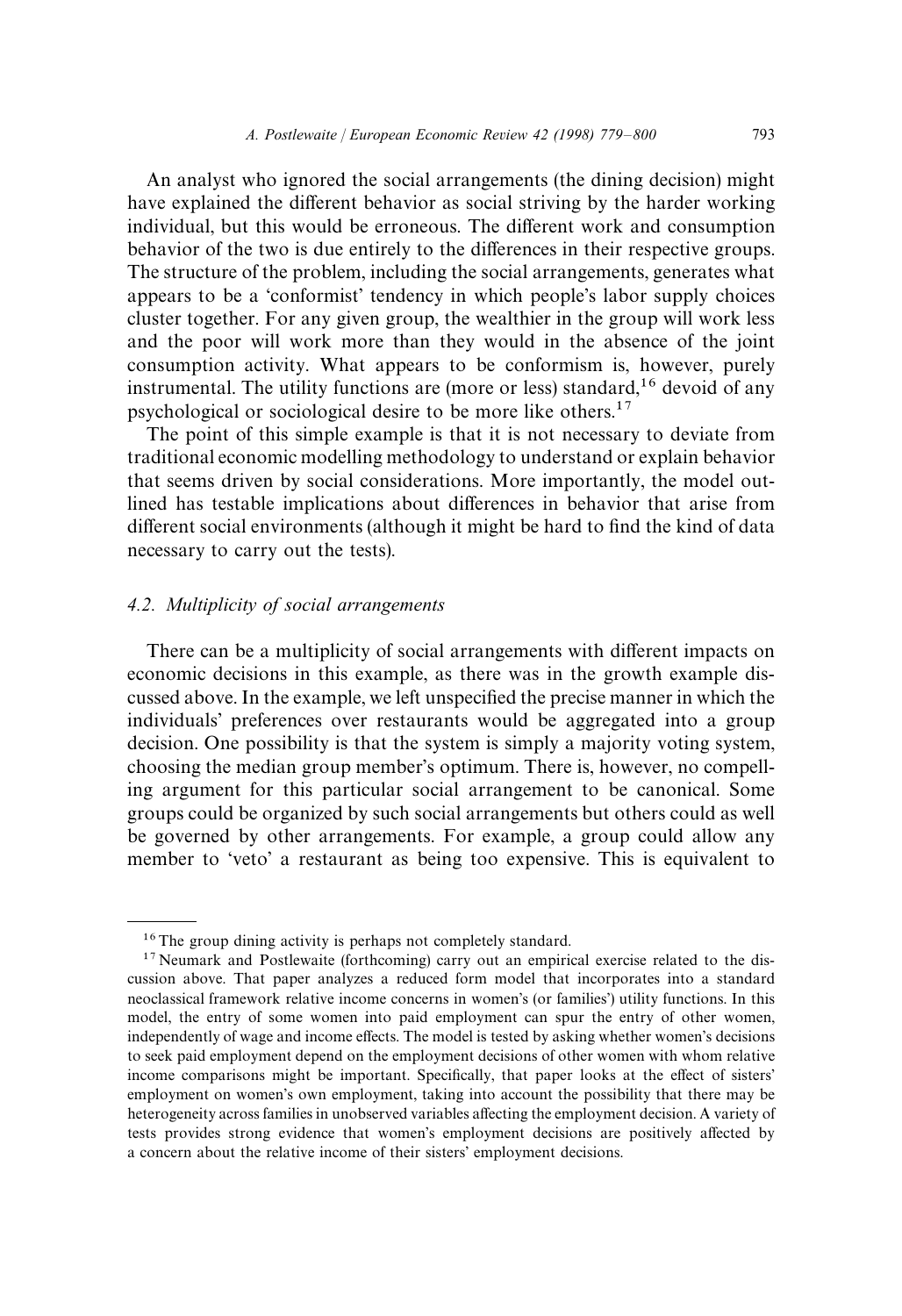An analyst who ignored the social arrangements (the dining decision) might have explained the different behavior as social striving by the harder working individual, but this would be erroneous. The different work and consumption behavior of the two is due entirely to the differences in their respective groups. The structure of the problem, including the social arrangements, generates what appears to be a 'conformist' tendency in which people's labor supply choices cluster together. For any given group, the wealthier in the group will work less and the poor will work more than they would in the absence of the joint consumption activity. What appears to be conformism is, however, purely instrumental. The utility functions are (more or less) standard,[16] devoid of any psychological or sociological desire to be more like others.[17]

The point of this simple example is that it is not necessary to deviate from traditional economic modelling methodology to understand or explain behavior that seems driven by social considerations. More importantly, the model outlined has testable implications about differences in behavior that arise from different social environments (although it might be hard to find the kind of data necessary to carry out the tests).

### 4.2. Multiplicity of social arrangements

There can be a multiplicity of social arrangements with different impacts on economic decisions in this example, as there was in the growth example discussed above. In the example, we left unspecified the precise manner in which the individuals' preferences over restaurants would be aggregated into a group decision. One possibility is that the system is simply a majority voting system, choosing the median group member's optimum. There is, however, no compelling argument for this particular social arrangement to be canonical. Some groups could be organized by such social arrangements but others could as well be governed by other arrangements. For example, a group could allow any member to 'veto' a restaurant as being too expensive. This is equivalent to

---

[16] The group dining activity is perhaps not completely standard.

[17] Neumark and Postlewaite (forthcoming) carry out an empirical exercise related to the discussion above. That paper analyzes a reduced form model that incorporates into a standard neoclassical framework relative income concerns in women's (or families') utility functions. In this model, the entry of some women into paid employment can spur the entry of other women, independently of wage and income effects. The model is tested by asking whether women's decisions to seek paid employment depend on the employment decisions of other women with whom relative income comparisons might be important. Specifically, that paper looks at the effect of sisters' employment on women's own employment, taking into account the possibility that there may be heterogeneity across families in unobserved variables affecting the employment decision. A variety of tests provides strong evidence that women's employment decisions are positively affected by a concern about the relative income of their sisters' employment decisions.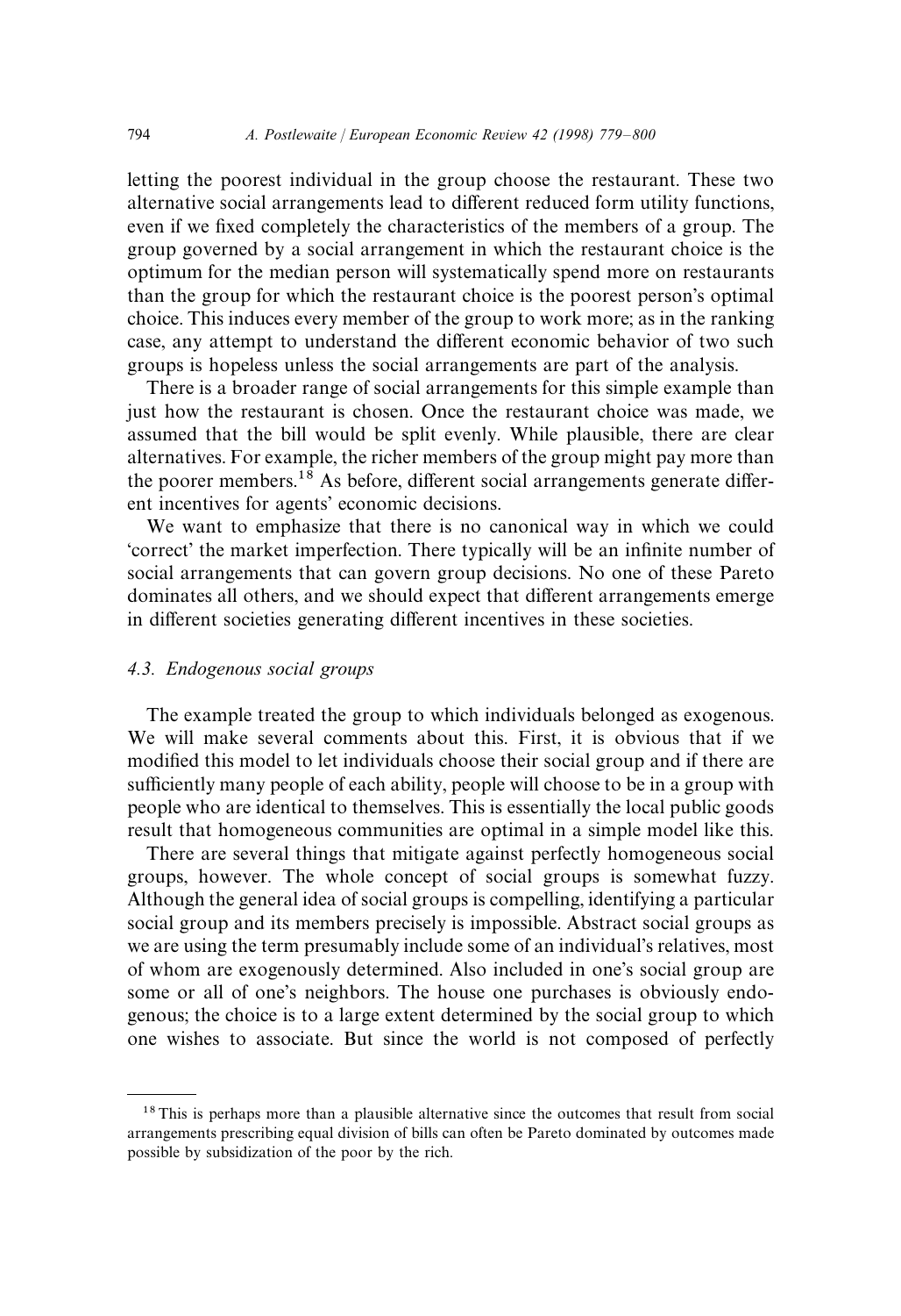letting the poorest individual in the group choose the restaurant. These two alternative social arrangements lead to different reduced form utility functions, even if we fixed completely the characteristics of the members of a group. The group governed by a social arrangement in which the restaurant choice is the optimum for the median person will systematically spend more on restaurants than the group for which the restaurant choice is the poorest person's optimal choice. This induces every member of the group to work more; as in the ranking case, any attempt to understand the different economic behavior of two such groups is hopeless unless the social arrangements are part of the analysis.

There is a broader range of social arrangements for this simple example than just how the restaurant is chosen. Once the restaurant choice was made, we assumed that the bill would be split evenly. While plausible, there are clear alternatives. For example, the richer members of the group might pay more than the poorer members.[18] As before, different social arrangements generate different incentives for agents' economic decisions.

We want to emphasize that there is no canonical way in which we could 'correct' the market imperfection. There typically will be an infinite number of social arrangements that can govern group decisions. No one of these Pareto dominates all others, and we should expect that different arrangements emerge in different societies generating different incentives in these societies.

### 4.3. Endogenous social groups

The example treated the group to which individuals belonged as exogenous. We will make several comments about this. First, it is obvious that if we modified this model to let individuals choose their social group and if there are sufficiently many people of each ability, people will choose to be in a group with people who are identical to themselves. This is essentially the local public goods result that homogeneous communities are optimal in a simple model like this.

There are several things that mitigate against perfectly homogeneous social groups, however. The whole concept of social groups is somewhat fuzzy. Although the general idea of social groups is compelling, identifying a particular social group and its members precisely is impossible. Abstract social groups as we are using the term presumably include some of an individual's relatives, most of whom are exogenously determined. Also included in one's social group are some or all of one's neighbors. The house one purchases is obviously endogenous; the choice is to a large extent determined by the social group to which one wishes to associate. But since the world is not composed of perfectly

---

[18] This is perhaps more than a plausible alternative since the outcomes that result from social arrangements prescribing equal division of bills can often be Pareto dominated by outcomes made possible by subsidization of the poor by the rich.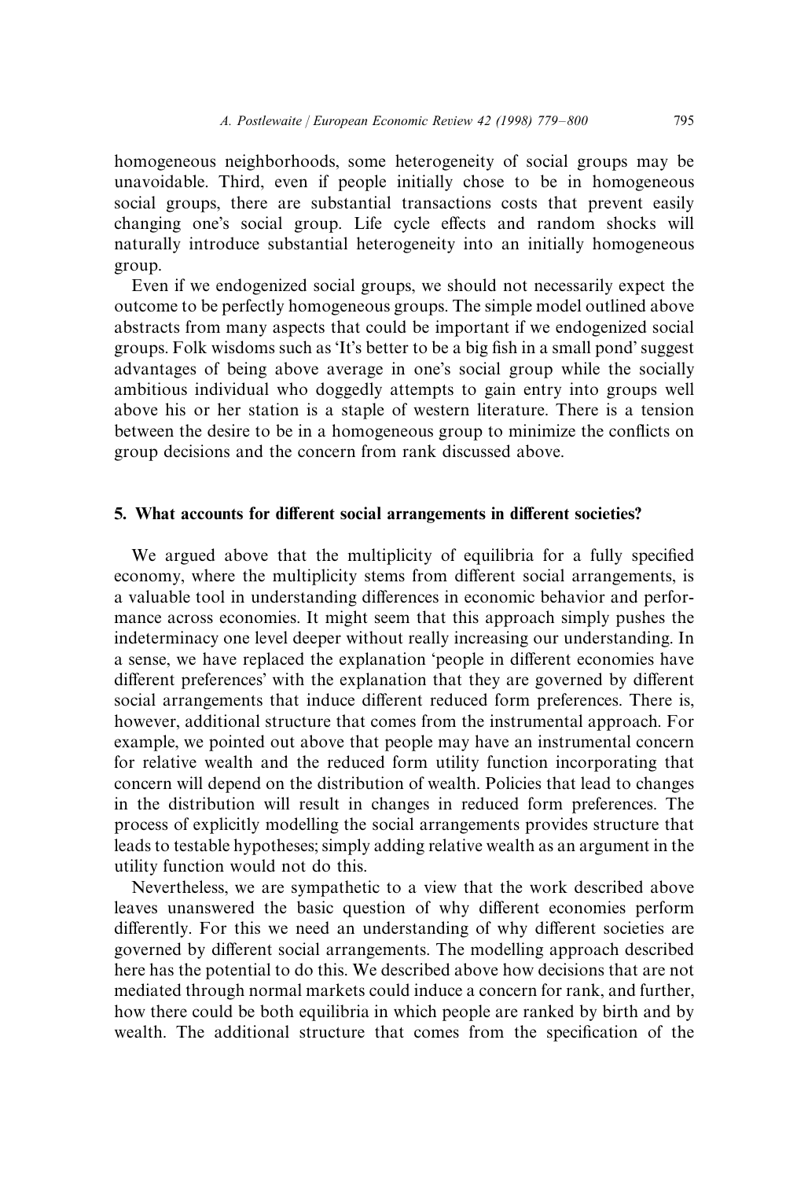homogeneous neighborhoods, some heterogeneity of social groups may be unavoidable. Third, even if people initially chose to be in homogeneous social groups, there are substantial transactions costs that prevent easily changing one's social group. Life cycle effects and random shocks will naturally introduce substantial heterogeneity into an initially homogeneous group.

Even if we endogenized social groups, we should not necessarily expect the outcome to be perfectly homogeneous groups. The simple model outlined above abstracts from many aspects that could be important if we endogenized social groups. Folk wisdoms such as 'It's better to be a big fish in a small pond' suggest advantages of being above average in one's social group while the socially ambitious individual who doggedly attempts to gain entry into groups well above his or her station is a staple of western literature. There is a tension between the desire to be in a homogeneous group to minimize the conflicts on group decisions and the concern from rank discussed above.

## 5. What accounts for different social arrangements in different societies?

We argued above that the multiplicity of equilibria for a fully specified economy, where the multiplicity stems from different social arrangements, is a valuable tool in understanding differences in economic behavior and performance across economies. It might seem that this approach simply pushes the indeterminacy one level deeper without really increasing our understanding. In a sense, we have replaced the explanation 'people in different economies have different preferences' with the explanation that they are governed by different social arrangements that induce different reduced form preferences. There is, however, additional structure that comes from the instrumental approach. For example, we pointed out above that people may have an instrumental concern for relative wealth and the reduced form utility function incorporating that concern will depend on the distribution of wealth. Policies that lead to changes in the distribution will result in changes in reduced form preferences. The process of explicitly modelling the social arrangements provides structure that leads to testable hypotheses; simply adding relative wealth as an argument in the utility function would not do this.

Nevertheless, we are sympathetic to a view that the work described above leaves unanswered the basic question of why different economies perform differently. For this we need an understanding of why different societies are governed by different social arrangements. The modelling approach described here has the potential to do this. We described above how decisions that are not mediated through normal markets could induce a concern for rank, and further, how there could be both equilibria in which people are ranked by birth and by wealth. The additional structure that comes from the specification of the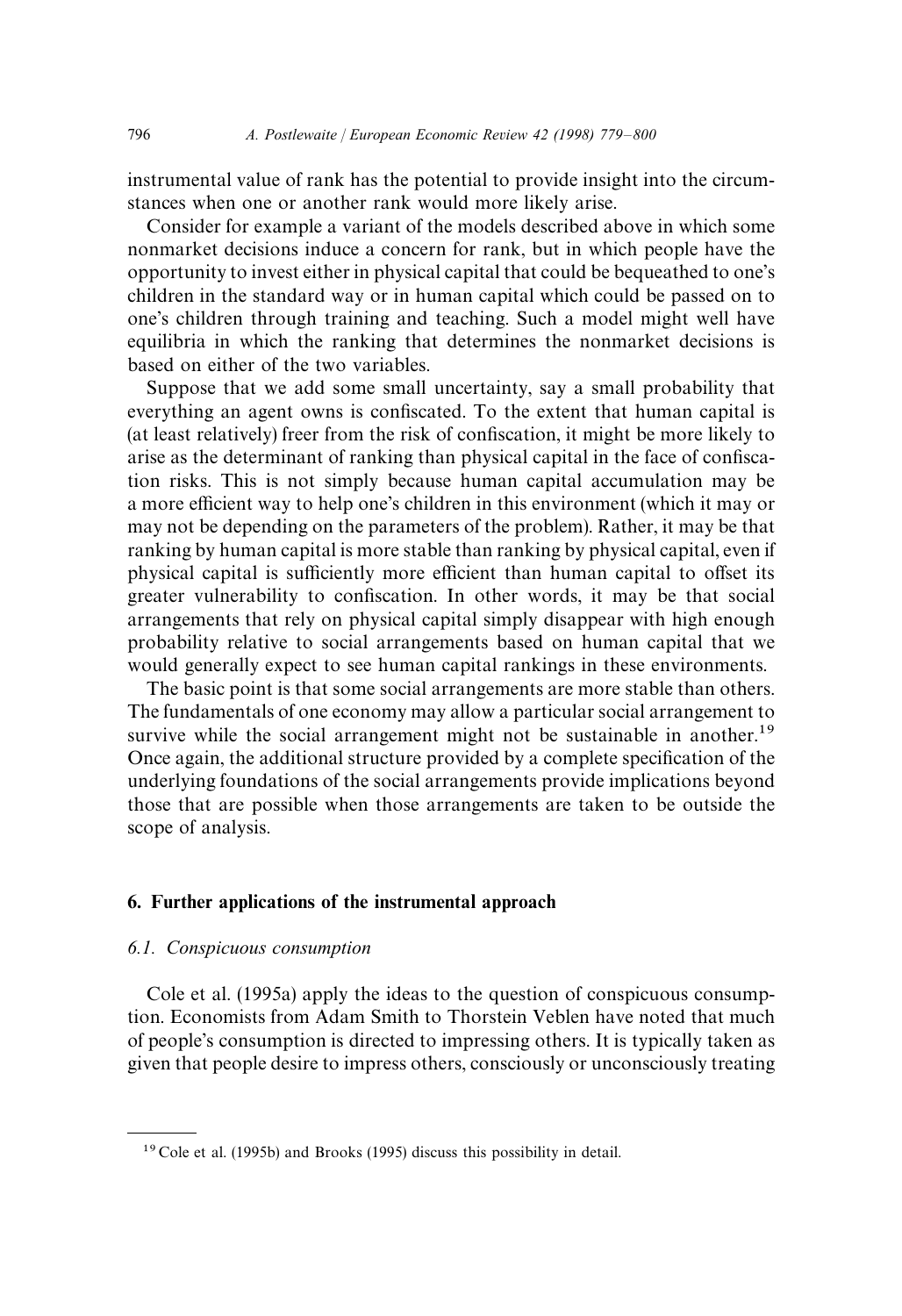instrumental value of rank has the potential to provide insight into the circumstances when one or another rank would more likely arise.

Consider for example a variant of the models described above in which some nonmarket decisions induce a concern for rank, but in which people have the opportunity to invest either in physical capital that could be bequeathed to one's children in the standard way or in human capital which could be passed on to one's children through training and teaching. Such a model might well have equilibria in which the ranking that determines the nonmarket decisions is based on either of the two variables.

Suppose that we add some small uncertainty, say a small probability that everything an agent owns is confiscated. To the extent that human capital is (at least relatively) freer from the risk of confiscation, it might be more likely to arise as the determinant of ranking than physical capital in the face of confiscation risks. This is not simply because human capital accumulation may be a more efficient way to help one's children in this environment (which it may or may not be depending on the parameters of the problem). Rather, it may be that ranking by human capital is more stable than ranking by physical capital, even if physical capital is sufficiently more efficient than human capital to offset its greater vulnerability to confiscation. In other words, it may be that social arrangements that rely on physical capital simply disappear with high enough probability relative to social arrangements based on human capital that we would generally expect to see human capital rankings in these environments.

The basic point is that some social arrangements are more stable than others. The fundamentals of one economy may allow a particular social arrangement to survive while the social arrangement might not be sustainable in another.[19] Once again, the additional structure provided by a complete specification of the underlying foundations of the social arrangements provide implications beyond those that are possible when those arrangements are taken to be outside the scope of analysis.

## 6. Further applications of the instrumental approach

### 6.1. Conspicuous consumption

Cole et al. (1995a) apply the ideas to the question of conspicuous consumption. Economists from Adam Smith to Thorstein Veblen have noted that much of people's consumption is directed to impressing others. It is typically taken as given that people desire to impress others, consciously or unconsciously treating

---

[19] Cole et al. (1995b) and Brooks (1995) discuss this possibility in detail.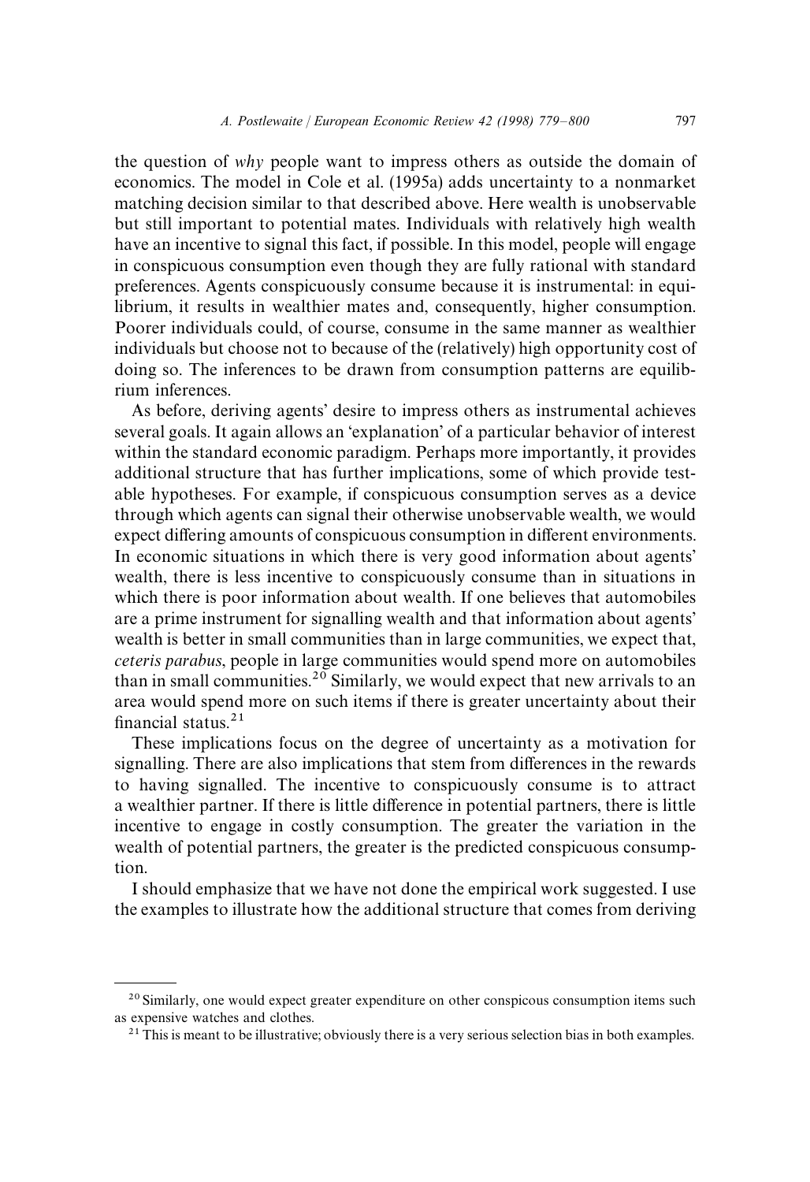the question of *why* people want to impress others as outside the domain of economics. The model in Cole et al. (1995a) adds uncertainty to a nonmarket matching decision similar to that described above. Here wealth is unobservable but still important to potential mates. Individuals with relatively high wealth have an incentive to signal this fact, if possible. In this model, people will engage in conspicuous consumption even though they are fully rational with standard preferences. Agents conspicuously consume because it is instrumental: in equilibrium, it results in wealthier mates and, consequently, higher consumption. Poorer individuals could, of course, consume in the same manner as wealthier individuals but choose not to because of the (relatively) high opportunity cost of doing so. The inferences to be drawn from consumption patterns are equilibrium inferences.

As before, deriving agents' desire to impress others as instrumental achieves several goals. It again allows an 'explanation' of a particular behavior of interest within the standard economic paradigm. Perhaps more importantly, it provides additional structure that has further implications, some of which provide testable hypotheses. For example, if conspicuous consumption serves as a device through which agents can signal their otherwise unobservable wealth, we would expect differing amounts of conspicuous consumption in different environments. In economic situations in which there is very good information about agents' wealth, there is less incentive to conspicuously consume than in situations in which there is poor information about wealth. If one believes that automobiles are a prime instrument for signalling wealth and that information about agents' wealth is better in small communities than in large communities, we expect that, *ceteris parabus*, people in large communities would spend more on automobiles than in small communities.[20] Similarly, we would expect that new arrivals to an area would spend more on such items if there is greater uncertainty about their financial status.[21]

These implications focus on the degree of uncertainty as a motivation for signalling. There are also implications that stem from differences in the rewards to having signalled. The incentive to conspicuously consume is to attract a wealthier partner. If there is little difference in potential partners, there is little incentive to engage in costly consumption. The greater the variation in the wealth of potential partners, the greater is the predicted conspicuous consumption.

I should emphasize that we have not done the empirical work suggested. I use the examples to illustrate how the additional structure that comes from deriving

[20] Similarly, one would expect greater expenditure on other conspicous consumption items such as expensive watches and clothes.

[21] This is meant to be illustrative; obviously there is a very serious selection bias in both examples.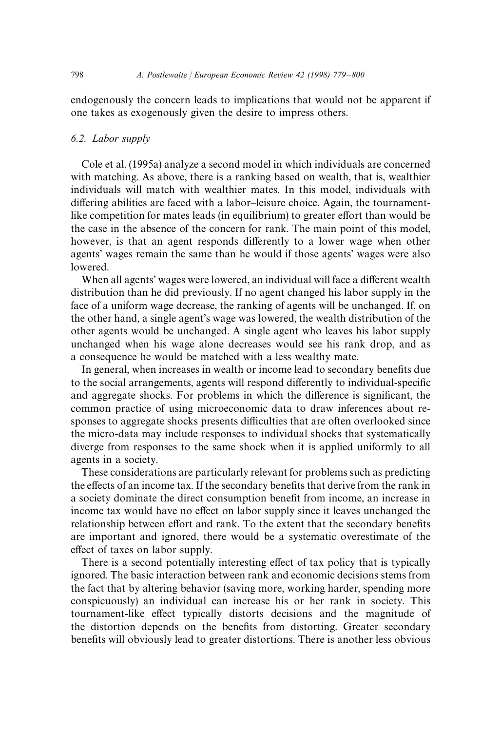endogenously the concern leads to implications that would not be apparent if one takes as exogenously given the desire to impress others.

### 6.2. *Labor supply*

Cole et al. (1995a) analyze a second model in which individuals are concerned with matching. As above, there is a ranking based on wealth, that is, wealthier individuals will match with wealthier mates. In this model, individuals with differing abilities are faced with a labor–leisure choice. Again, the tournament-like competition for mates leads (in equilibrium) to greater effort than would be the case in the absence of the concern for rank. The main point of this model, however, is that an agent responds differently to a lower wage when other agents' wages remain the same than he would if those agents' wages were also lowered.

When all agents' wages were lowered, an individual will face a different wealth distribution than he did previously. If no agent changed his labor supply in the face of a uniform wage decrease, the ranking of agents will be unchanged. If, on the other hand, a single agent's wage was lowered, the wealth distribution of the other agents would be unchanged. A single agent who leaves his labor supply unchanged when his wage alone decreases would see his rank drop, and as a consequence he would be matched with a less wealthy mate.

In general, when increases in wealth or income lead to secondary benefits due to the social arrangements, agents will respond differently to individual-specific and aggregate shocks. For problems in which the difference is significant, the common practice of using microeconomic data to draw inferences about responses to aggregate shocks presents difficulties that are often overlooked since the micro-data may include responses to individual shocks that systematically diverge from responses to the same shock when it is applied uniformly to all agents in a society.

These considerations are particularly relevant for problems such as predicting the effects of an income tax. If the secondary benefits that derive from the rank in a society dominate the direct consumption benefit from income, an increase in income tax would have no effect on labor supply since it leaves unchanged the relationship between effort and rank. To the extent that the secondary benefits are important and ignored, there would be a systematic overestimate of the effect of taxes on labor supply.

There is a second potentially interesting effect of tax policy that is typically ignored. The basic interaction between rank and economic decisions stems from the fact that by altering behavior (saving more, working harder, spending more conspicuously) an individual can increase his or her rank in society. This tournament-like effect typically distorts decisions and the magnitude of the distortion depends on the benefits from distorting. Greater secondary benefits will obviously lead to greater distortions. There is another less obvious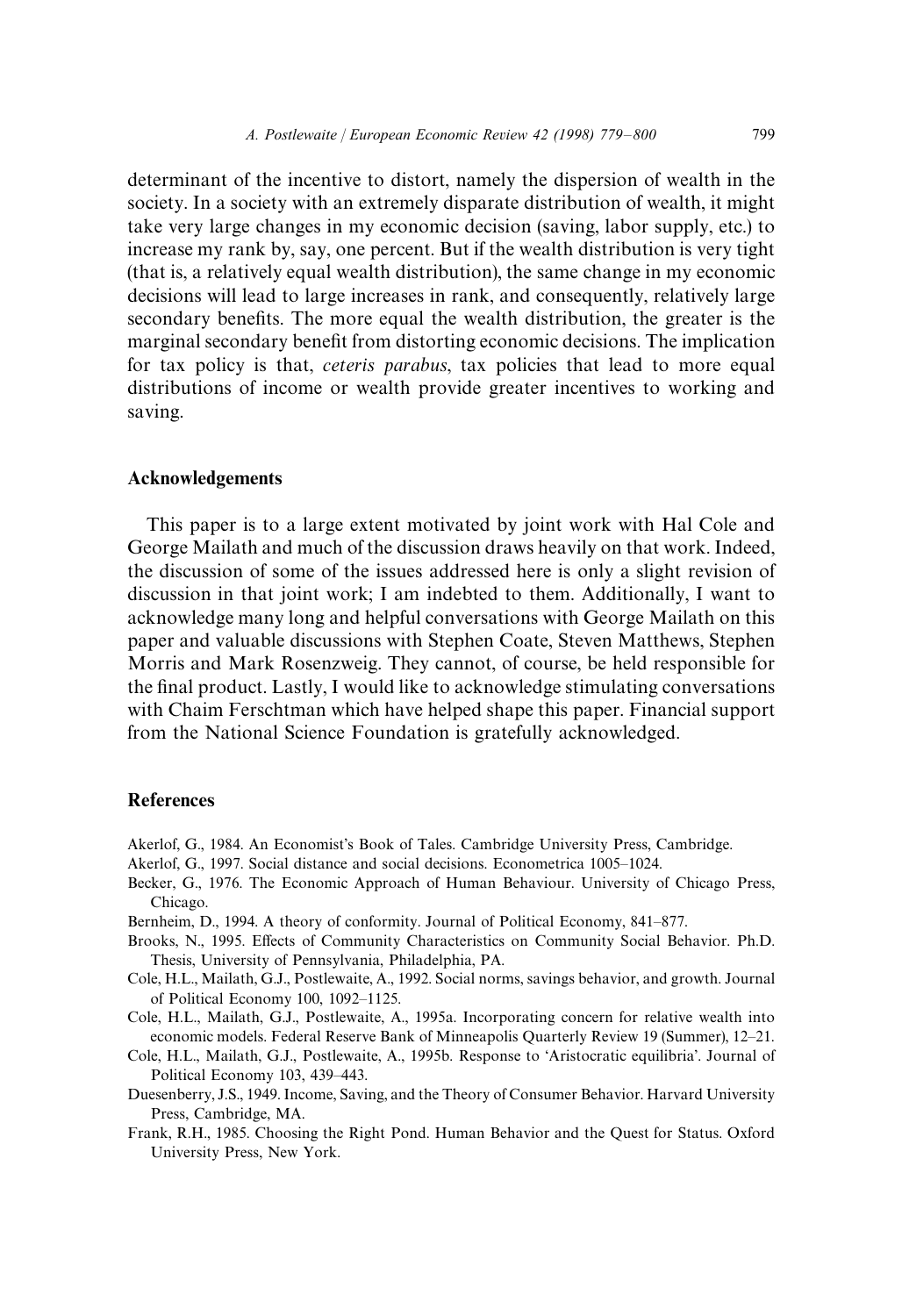determinant of the incentive to distort, namely the dispersion of wealth in the society. In a society with an extremely disparate distribution of wealth, it might take very large changes in my economic decision (saving, labor supply, etc.) to increase my rank by, say, one percent. But if the wealth distribution is very tight (that is, a relatively equal wealth distribution), the same change in my economic decisions will lead to large increases in rank, and consequently, relatively large secondary benefits. The more equal the wealth distribution, the greater is the marginal secondary benefit from distorting economic decisions. The implication for tax policy is that, *ceteris parabus*, tax policies that lead to more equal distributions of income or wealth provide greater incentives to working and saving.

## Acknowledgements

This paper is to a large extent motivated by joint work with Hal Cole and George Mailath and much of the discussion draws heavily on that work. Indeed, the discussion of some of the issues addressed here is only a slight revision of discussion in that joint work; I am indebted to them. Additionally, I want to acknowledge many long and helpful conversations with George Mailath on this paper and valuable discussions with Stephen Coate, Steven Matthews, Stephen Morris and Mark Rosenzweig. They cannot, of course, be held responsible for the final product. Lastly, I would like to acknowledge stimulating conversations with Chaim Ferschtman which have helped shape this paper. Financial support from the National Science Foundation is gratefully acknowledged.

## References

Akerlof, G., 1984. An Economist's Book of Tales. Cambridge University Press, Cambridge.

Akerlof, G., 1997. Social distance and social decisions. Econometrica 1005–1024.

Becker, G., 1976. The Economic Approach of Human Behaviour. University of Chicago Press, Chicago.

Bernheim, D., 1994. A theory of conformity. Journal of Political Economy, 841–877.

Brooks, N., 1995. Effects of Community Characteristics on Community Social Behavior. Ph.D. Thesis, University of Pennsylvania, Philadelphia, PA.

Cole, H.L., Mailath, G.J., Postlewaite, A., 1992. Social norms, savings behavior, and growth. Journal of Political Economy 100, 1092–1125.

Cole, H.L., Mailath, G.J., Postlewaite, A., 1995a. Incorporating concern for relative wealth into economic models. Federal Reserve Bank of Minneapolis Quarterly Review 19 (Summer), 12–21.

Cole, H.L., Mailath, G.J., Postlewaite, A., 1995b. Response to 'Aristocratic equilibria'. Journal of Political Economy 103, 439–443.

Duesenberry, J.S., 1949. Income, Saving, and the Theory of Consumer Behavior. Harvard University Press, Cambridge, MA.

Frank, R.H., 1985. Choosing the Right Pond. Human Behavior and the Quest for Status. Oxford University Press, New York.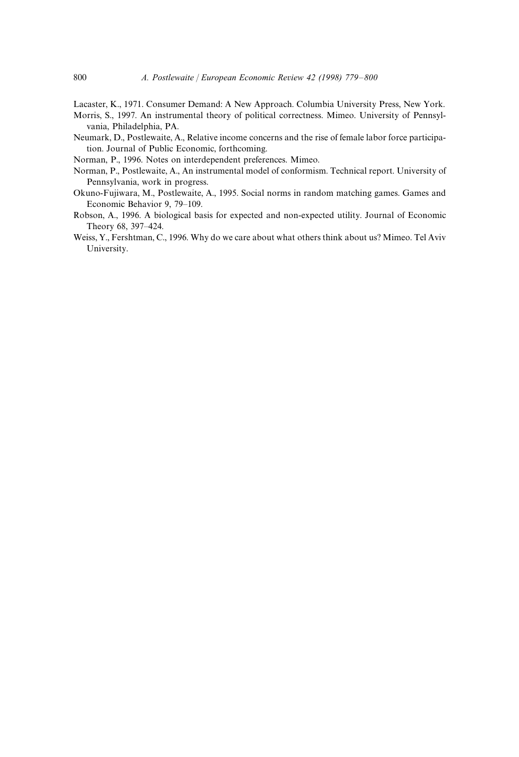Lacaster, K., 1971. Consumer Demand: A New Approach. Columbia University Press, New York.

Morris, S., 1997. An instrumental theory of political correctness. Mimeo. University of Pennsylvania, Philadelphia, PA.

Neumark, D., Postlewaite, A., Relative income concerns and the rise of female labor force participation. Journal of Public Economic, forthcoming.

Norman, P., 1996. Notes on interdependent preferences. Mimeo.

Norman, P., Postlewaite, A., An instrumental model of conformism. Technical report. University of Pennsylvania, work in progress.

Okuno-Fujiwara, M., Postlewaite, A., 1995. Social norms in random matching games. Games and Economic Behavior 9, 79–109.

Robson, A., 1996. A biological basis for expected and non-expected utility. Journal of Economic Theory 68, 397–424.

Weiss, Y., Fershtman, C., 1996. Why do we care about what others think about us? Mimeo. Tel Aviv University.